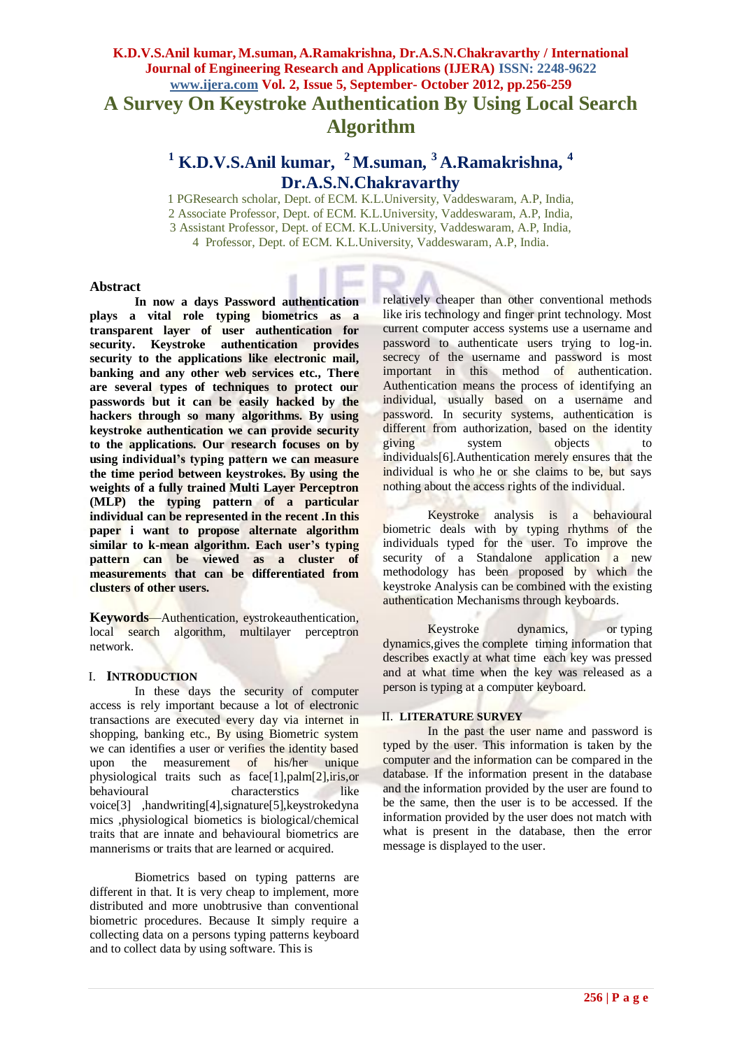# A Survey On Keystroke Authentication By Using Local Search Algorithm

## [1] K.D.V.S.Anil kumar, [2] M.suman, [3] A.Ramakrishna, [4] Dr.A.S.N.Chakravarthy

1 PGResearch scholar, Dept. of ECM. K.L.University, Vaddeswaram, A.P, India,
2 Associate Professor, Dept. of ECM. K.L.University, Vaddeswaram, A.P, India,
3 Assistant Professor, Dept. of ECM. K.L.University, Vaddeswaram, A.P, India,
4 Professor, Dept. of ECM. K.L.University, Vaddeswaram, A.P, India.

### Abstract

**In now a days Password authentication plays a vital role typing biometrics as a transparent layer of user authentication for security. Keystroke authentication provides security to the applications like electronic mail, banking and any other web services etc., There are several types of techniques to protect our passwords but it can be easily hacked by the hackers through so many algorithms. By using keystroke authentication we can provide security to the applications. Our research focuses on by using individual's typing pattern we can measure the time period between keystrokes. By using the weights of a fully trained Multi Layer Perceptron (MLP) the typing pattern of a particular individual can be represented in the recent .In this paper i want to propose alternate algorithm similar to k-mean algorithm. Each user's typing pattern can be viewed as a cluster of measurements that can be differentiated from clusters of other users.**

**Keywords**—Authentication, eystrokeauthentication, local search algorithm, multilayer perceptron network.

### I. INTRODUCTION

In these days the security of computer access is rely important because a lot of electronic transactions are executed every day via internet in shopping, banking etc., By using Biometric system we can identifies a user or verifies the identity based upon the measurement of his/her unique physiological traits such as face[1],palm[2],iris,or behavioural characterstics like voice[3] ,handwriting[4],signature[5],keystrokedynamics ,physiological biometics is biological/chemical traits that are innate and behavioural biometrics are mannerisms or traits that are learned or acquired.

Biometrics based on typing patterns are different in that. It is very cheap to implement, more distributed and more unobtrusive than conventional biometric procedures. Because It simply require a collecting data on a persons typing patterns keyboard and to collect data by using software. This is relatively cheaper than other conventional methods like iris technology and finger print technology. Most current computer access systems use a username and password to authenticate users trying to log-in. secrecy of the username and password is most important in this method of authentication. Authentication means the process of identifying an individual, usually based on a username and password. In security systems, authentication is different from authorization, based on the identity giving system objects to individuals[6].Authentication merely ensures that the individual is who he or she claims to be, but says nothing about the access rights of the individual.

Keystroke analysis is a behavioural biometric deals with by typing rhythms of the individuals typed for the user. To improve the security of a Standalone application a new methodology has been proposed by which the keystroke Analysis can be combined with the existing authentication Mechanisms through keyboards.

Keystroke dynamics, or typing dynamics,gives the complete timing information that describes exactly at what time each key was pressed and at what time when the key was released as a person is typing at a computer keyboard.

### II. LITERATURE SURVEY

In the past the user name and password is typed by the user. This information is taken by the computer and the information can be compared in the database. If the information present in the database and the information provided by the user are found to be the same, then the user is to be accessed. If the information provided by the user does not match with what is present in the database, then the error message is displayed to the user.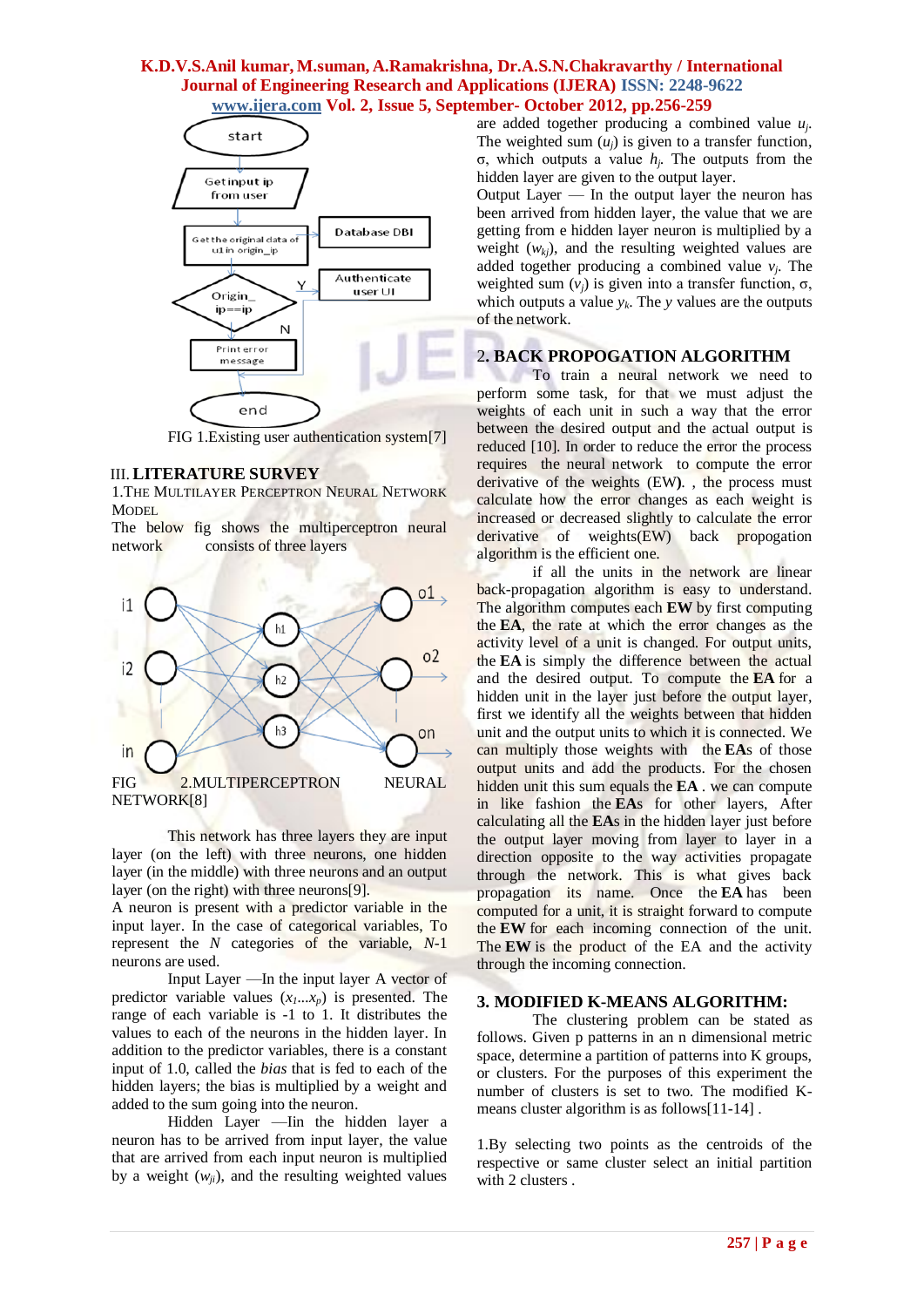FIG 1.Existing user authentication system[7]

## III. LITERATURE SURVEY

### 1.The Multilayer Perceptron Neural Network Model

The below fig shows the multiperceptron neural network consists of three layers

FIG 2.MULTIPERCEPTRON NEURAL NETWORK[8]

This network has three layers they are input layer (on the left) with three neurons, one hidden layer (in the middle) with three neurons and an output layer (on the right) with three neurons[9].

A neuron is present with a predictor variable in the input layer. In the case of categorical variables, To represent the *N* categories of the variable, *N*-1 neurons are used.

Input Layer —In the input layer A vector of predictor variable values ($x_1...x_p$) is presented. The range of each variable is -1 to 1. It distributes the values to each of the neurons in the hidden layer. In addition to the predictor variables, there is a constant input of 1.0, called the *bias* that is fed to each of the hidden layers; the bias is multiplied by a weight and added to the sum going into the neuron.

Hidden Layer —Iin the hidden layer a neuron has to be arrived from input layer, the value that are arrived from each input neuron is multiplied by a weight ($w_{ji}$), and the resulting weighted values are added together producing a combined value $u_j$. The weighted sum ($u_j$) is given to a transfer function, σ, which outputs a value $h_j$. The outputs from the hidden layer are given to the output layer.

Output Layer — In the output layer the neuron has been arrived from hidden layer, the value that we are getting from e hidden layer neuron is multiplied by a weight ($w_{kj}$), and the resulting weighted values are added together producing a combined value $v_j$. The weighted sum ($v_j$) is given into a transfer function, σ, which outputs a value $y_k$. The *y* values are the outputs of the network.

## 2. BACK PROPOGATION ALGORITHM

To train a neural network we need to perform some task, for that we must adjust the weights of each unit in such a way that the error between the desired output and the actual output is reduced [10]. In order to reduce the error the process requires the neural network to compute the error derivative of the weights (EW). , the process must calculate how the error changes as each weight is increased or decreased slightly to calculate the error derivative of weights(EW) back propogation algorithm is the efficient one.

if all the units in the network are linear back-propagation algorithm is easy to understand. The algorithm computes each **EW** by first computing the **EA**, the rate at which the error changes as the activity level of a unit is changed. For output units, the **EA** is simply the difference between the actual and the desired output. To compute the **EA** for a hidden unit in the layer just before the output layer, first we identify all the weights between that hidden unit and the output units to which it is connected. We can multiply those weights with the **EA**s of those output units and add the products. For the chosen hidden unit this sum equals the **EA** . we can compute in like fashion the **EA**s for other layers, After calculating all the **EA**s in the hidden layer just before the output layer moving from layer to layer in a direction opposite to the way activities propagate through the network. This is what gives back propagation its name. Once the **EA** has been computed for a unit, it is straight forward to compute the **EW** for each incoming connection of the unit. The **EW** is the product of the EA and the activity through the incoming connection.

## 3. MODIFIED K-MEANS ALGORITHM:

The clustering problem can be stated as follows. Given p patterns in an n dimensional metric space, determine a partition of patterns into K groups, or clusters. For the purposes of this experiment the number of clusters is set to two. The modified K-means cluster algorithm is as follows[11-14] .

1.By selecting two points as the centroids of the respective or same cluster select an initial partition with 2 clusters .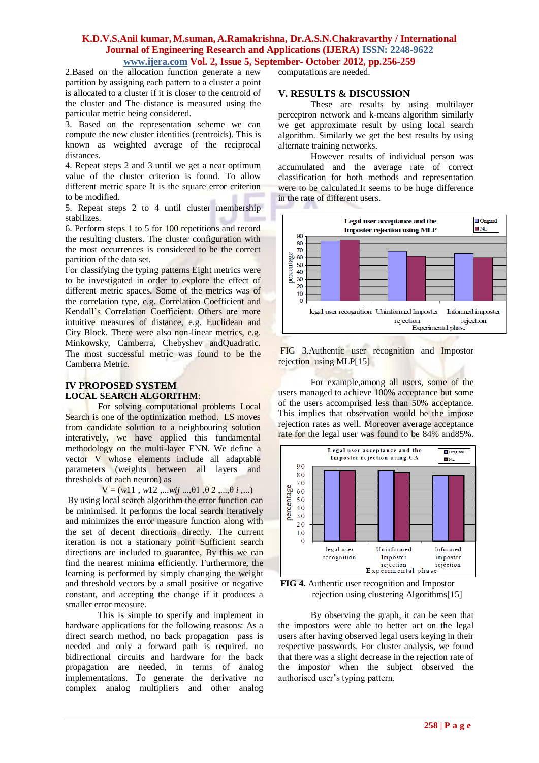2.Based on the allocation function generate a new partition by assigning each pattern to a cluster a point is allocated to a cluster if it is closer to the centroid of the cluster and The distance is measured using the particular metric being considered.

3. Based on the representation scheme we can compute the new cluster identities (centroids). This is known as weighted average of the reciprocal distances.

4. Repeat steps 2 and 3 until we get a near optimum value of the cluster criterion is found. To allow different metric space It is the square error criterion to be modified.

5. Repeat steps 2 to 4 until cluster membership stabilizes.

6. Perform steps 1 to 5 for 100 repetitions and record the resulting clusters. The cluster configuration with the most occurrences is considered to be the correct partition of the data set.

For classifying the typing patterns Eight metrics were to be investigated in order to explore the effect of different metric spaces. Some of the metrics was of the correlation type, e.g. Correlation Coefficient and Kendall's Correlation Coefficient. Others are more intuitive measures of distance, e.g. Euclidean and City Block. There were also non-linear metrics, e.g. Minkowsky, Camberra, Chebyshev andQuadratic. The most successful metric was found to be the Camberra Metric.

## IV PROPOSED SYSTEM

### LOCAL SEARCH ALGORITHM:

For solving computational problems Local Search is one of the optimization method. LS moves from candidate solution to a neighbouring solution interatively, we have applied this fundamental methodology on the multi-layer ENN. We define a vector V whose elements include all adaptable parameters (weights between all layers and thresholds of each neuron) as

$$V = (w11\ , w12\ ,...wij\ ...,\theta 1\ ,\theta\ 2\ ,...,\theta\ i\ ,...)$$

By using local search algorithm the error function can be minimised. It performs the local search iteratively and minimizes the error measure function along with the set of decent directions directly. The current iteration is not a stationary point Sufficient search directions are included to guarantee, By this we can find the nearest minima efficiently. Furthermore, the learning is performed by simply changing the weight and threshold vectors by a small positive or negative constant, and accepting the change if it produces a smaller error measure.

This is simple to specify and implement in hardware applications for the following reasons: As a direct search method, no back propagation pass is needed and only a forward path is required. no bidirectional circuits and hardware for the back propagation are needed, in terms of analog implementations. To generate the derivative no complex analog multipliers and other analog computations are needed.

## V. RESULTS & DISCUSSION

These are results by using multilayer perceptron network and k-means algorithm similarly we get approximate result by using local search algorithm. Similarly we get the best results by using alternate training networks.

However results of individual person was accumulated and the average rate of correct classification for both methods and representation were to be calculated.It seems to be huge difference in the rate of different users.

FIG 3.Authentic user recognition and Impostor rejection using MLP[15]

For example,among all users, some of the users managed to achieve 100% acceptance but some of the users accomprised less than 50% acceptance. This implies that observation would be the impose rejection rates as well. Moreover average acceptance rate for the legal user was found to be 84% and85%.

**FIG 4.** Authentic user recognition and Impostor rejection using clustering Algorithms[15]

By observing the graph, it can be seen that the impostors were able to better act on the legal users after having observed legal users keying in their respective passwords. For cluster analysis, we found that there was a slight decrease in the rejection rate of the impostor when the subject observed the authorised user's typing pattern.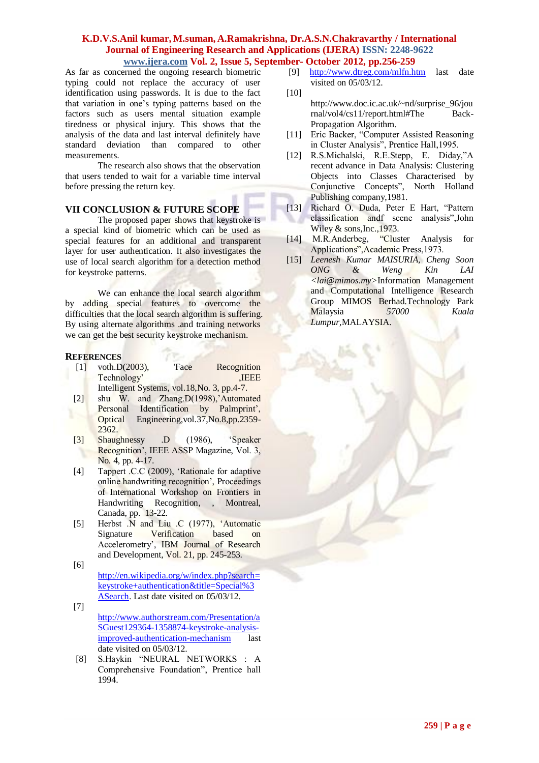As far as concerned the ongoing research biometric typing could not replace the accuracy of user identification using passwords. It is due to the fact that variation in one's typing patterns based on the factors such as users mental situation example tiredness or physical injury. This shows that the analysis of the data and last interval definitely have standard deviation than compared to other measurements.

The research also shows that the observation that users tended to wait for a variable time interval before pressing the return key.

## VII CONCLUSION & FUTURE SCOPE

The proposed paper shows that keystroke is a special kind of biometric which can be used as special features for an additional and transparent layer for user authentication. It also investigates the use of local search algorithm for a detection method for keystroke patterns.

We can enhance the local search algorithm by adding special features to overcome the difficulties that the local search algorithm is suffering. By using alternate algorithms .and training networks we can get the best security keystroke mechanism.

## REFERENCES

[1] voth.D(2003), 'Face Recognition Technology' ,IEEE Intelligent Systems, vol.18,No. 3, pp.4-7.

[2] shu W. and Zhang.D(1998),'Automated Personal Identification by Palmprint', Optical Engineering,vol.37,No.8,pp.2359-2362.

[3] Shaughnessy .D (1986), 'Speaker Recognition', IEEE ASSP Magazine, Vol. 3, No. 4, pp. 4-17.

[4] Tappert .C.C (2009), 'Rationale for adaptive online handwriting recognition', Proceedings of International Workshop on Frontiers in Handwriting Recognition, , Montreal, Canada, pp. 13-22.

[5] Herbst .N and Liu .C (1977), 'Automatic Signature Verification based on Accelerometry', IBM Journal of Research and Development, Vol. 21, pp. 245-253.

[6] http://en.wikipedia.org/w/index.php?search=keystroke+authentication&title=Special%3ASearch. Last date visited on 05/03/12.

[7] http://www.authorstream.com/Presentation/aSGuest129364-1358874-keystroke-analysis-improved-authentication-mechanism last date visited on 05/03/12.

[8] S.Haykin "NEURAL NETWORKS : A Comprehensive Foundation", Prentice hall 1994.

[9] http://www.dtreg.com/mlfn.htm last date visited on 05/03/12.

[10] http://www.doc.ic.ac.uk/~nd/surprise_96/journal/vol4/cs11/report.html#The Back-Propagation Algorithm.

[11] Eric Backer, "Computer Assisted Reasoning in Cluster Analysis", Prentice Hall,1995.

[12] R.S.Michalski, R.E.Stepp, E. Diday,"A recent advance in Data Analysis: Clustering Objects into Classes Characterised by Conjunctive Concepts", North Holland Publishing company,1981.

[13] Richard O. Duda, Peter E Hart, "Pattern classification andf scene analysis",John Wiley & sons,Inc.,1973.

[14] M.R.Anderberg, "Cluster Analysis for Applications",Academic Press,1973.

[15] *Leenesh Kumar MAISURIA, Cheng Soon ONG & Weng Kin LAI <lai@mimos.my>*Information Management and Computational Intelligence Research Group MIMOS Berhad.Technology Park Malaysia *57000 Kuala Lumpur*,MALAYSIA.